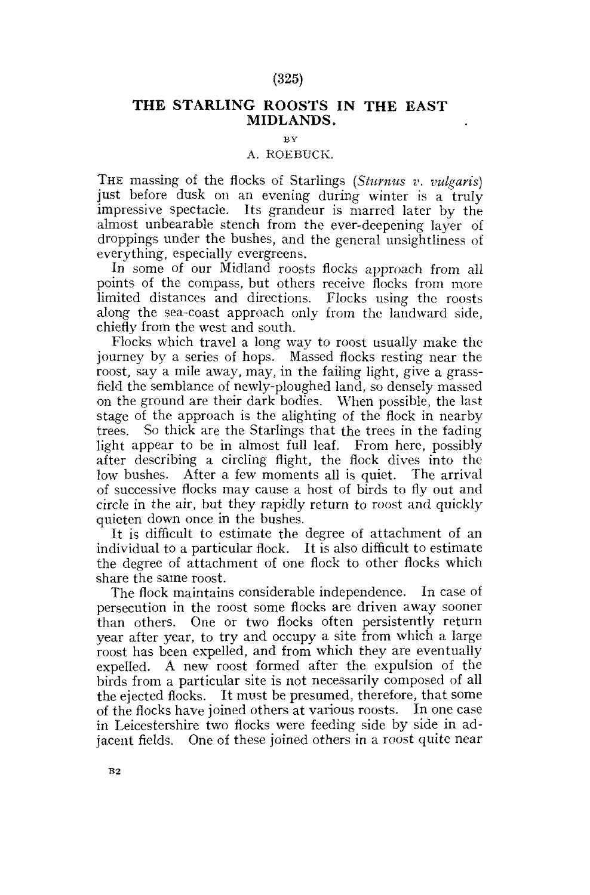# THE STARLING ROOSTS IN THE EAST MIDLANDS.

BY

A. ROEBUCK.

THE massing of the flocks of Starlings (*Sturnus v. vulgaris*) just before dusk on an evening during winter is a truly impressive spectacle. Its grandeur is marred later by the almost unbearable stench from the ever-deepening layer of droppings under the bushes, and the general unsightliness of everything, especially evergreens.

In some of our Midland roosts flocks approach from all points of the compass, but others receive flocks from more limited distances and directions. Flocks using the roosts along the sea-coast approach only from the landward side, chiefly from the west and south.

Flocks which travel a long way to roost usually make the journey by a series of hops. Massed flocks resting near the roost, say a mile away, may, in the failing light, give a grass-field the semblance of newly-ploughed land, so densely massed on the ground are their dark bodies. When possible, the last stage of the approach is the alighting of the flock in nearby trees. So thick are the Starlings that the trees in the fading light appear to be in almost full leaf. From here, possibly after describing a circling flight, the flock dives into the low bushes. After a few moments all is quiet. The arrival of successive flocks may cause a host of birds to fly out and circle in the air, but they rapidly return to roost and quickly quieten down once in the bushes.

It is difficult to estimate the degree of attachment of an individual to a particular flock. It is also difficult to estimate the degree of attachment of one flock to other flocks which share the same roost.

The flock maintains considerable independence. In case of persecution in the roost some flocks are driven away sooner than others. One or two flocks often persistently return year after year, to try and occupy a site from which a large roost has been expelled, and from which they are eventually expelled. A new roost formed after the expulsion of the birds from a particular site is not necessarily composed of all the ejected flocks. It must be presumed, therefore, that some of the flocks have joined others at various roosts. In one case in Leicestershire two flocks were feeding side by side in adjacent fields. One of these joined others in a roost quite near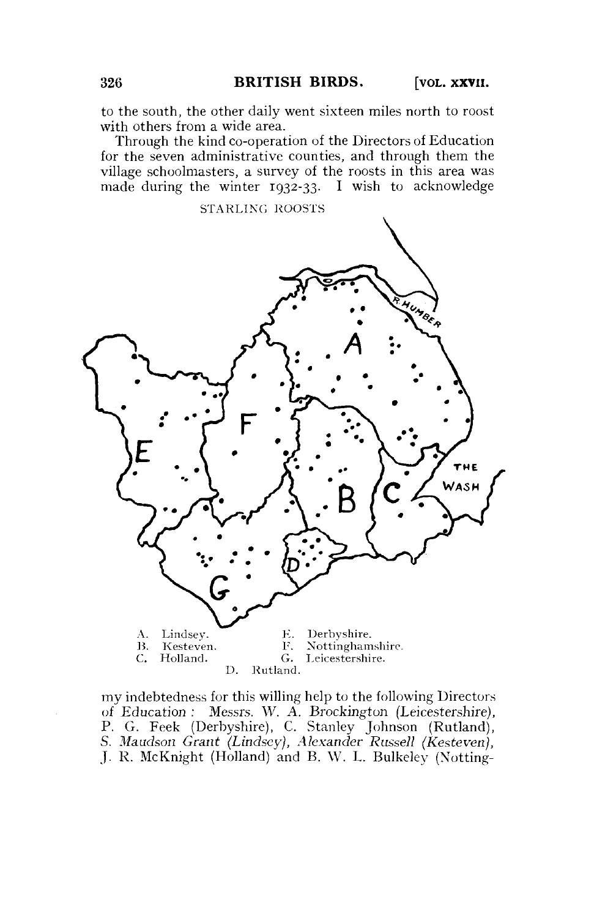to the south, the other daily went sixteen miles north to roost with others from a wide area.

Through the kind co-operation of the Directors of Education for the seven administrative counties, and through them the village schoolmasters, a survey of the roosts in this area was made during the winter 1932-33. I wish to acknowledge

STARLING ROOSTS

A. Lindsey. E. Derbyshire.
B. Kesteven. F. Nottinghamshire.
C. Holland. G. Leicestershire.
D. Rutland.

my indebtedness for this willing help to the following Directors of Education: Messrs. W. A. Brockington (Leicestershire), P. G. Feek (Derbyshire), C. Stanley Johnson (Rutland), *S. Maudson Grant (Lindsey), Alexander Russell (Kesteven)*, J. R. McKnight (Holland) and B. W. L. Bulkeley (Notting-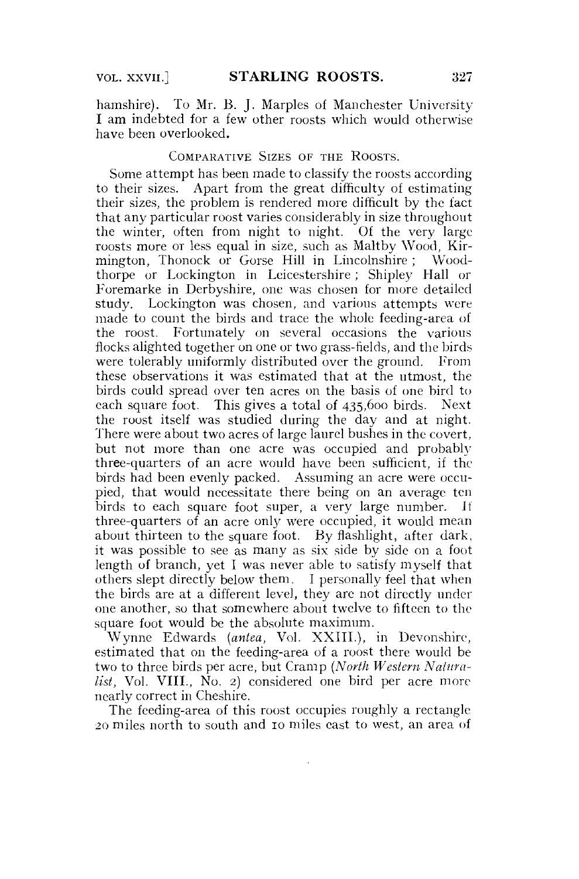hamshire). To Mr. B. J. Marples of Manchester University I am indebted for a few other roosts which would otherwise have been overlooked.

## Comparative Sizes of the Roosts.

Some attempt has been made to classify the roosts according to their sizes. Apart from the great difficulty of estimating their sizes, the problem is rendered more difficult by the fact that any particular roost varies considerably in size throughout the winter, often from night to night. Of the very large roosts more or less equal in size, such as Maltby Wood, Kirmington, Thonock or Gorse Hill in Lincolnshire; Woodthorpe or Lockington in Leicestershire; Shipley Hall or Foremarke in Derbyshire, one was chosen for more detailed study. Lockington was chosen, and various attempts were made to count the birds and trace the whole feeding-area of the roost. Fortunately on several occasions the various flocks alighted together on one or two grass-fields, and the birds were tolerably uniformly distributed over the ground. From these observations it was estimated that at the utmost, the birds could spread over ten acres on the basis of one bird to each square foot. This gives a total of 435,600 birds. Next the roost itself was studied during the day and at night. There were about two acres of large laurel bushes in the covert, but not more than one acre was occupied and probably three-quarters of an acre would have been sufficient, if the birds had been evenly packed. Assuming an acre were occupied, that would necessitate there being on an average ten birds to each square foot super, a very large number. If three-quarters of an acre only were occupied, it would mean about thirteen to the square foot. By flashlight, after dark, it was possible to see as many as six side by side on a foot length of branch, yet I was never able to satisfy myself that others slept directly below them. I personally feel that when the birds are at a different level, they are not directly under one another, so that somewhere about twelve to fifteen to the square foot would be the absolute maximum.

Wynne Edwards (*antea*, Vol. XXIII.), in Devonshire, estimated that on the feeding-area of a roost there would be two to three birds per acre, but Cramp (*North Western Naturalist*, Vol. VIII., No. 2) considered one bird per acre more nearly correct in Cheshire.

The feeding-area of this roost occupies roughly a rectangle 20 miles north to south and 10 miles east to west, an area of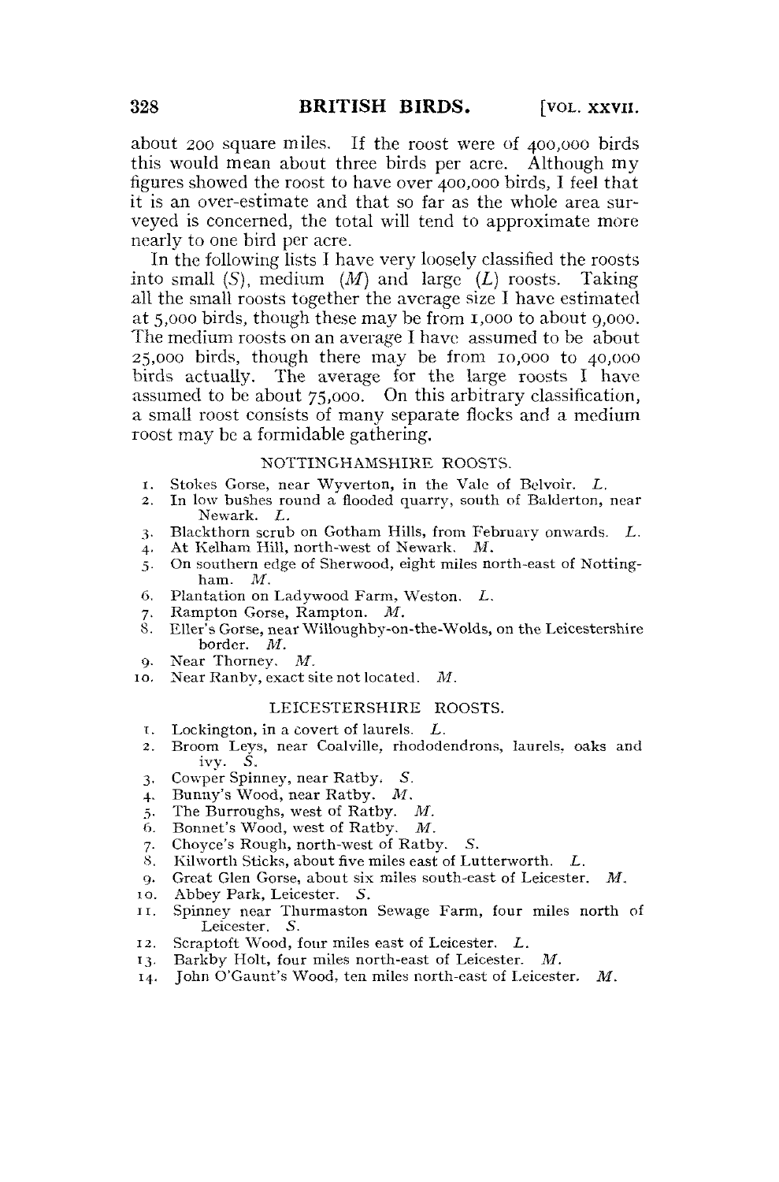about 200 square miles. If the roost were of 400,000 birds this would mean about three birds per acre. Although my figures showed the roost to have over 400,000 birds, I feel that it is an over-estimate and that so far as the whole area surveyed is concerned, the total will tend to approximate more nearly to one bird per acre.

In the following lists I have very loosely classified the roosts into small (*S*), medium (*M*) and large (*L*) roosts. Taking all the small roosts together the average size I have estimated at 5,000 birds, though these may be from 1,000 to about 9,000. The medium roosts on an average I have assumed to be about 25,000 birds, though there may be from 10,000 to 40,000 birds actually. The average for the large roosts I have assumed to be about 75,000. On this arbitrary classification, a small roost consists of many separate flocks and a medium roost may be a formidable gathering.

### NOTTINGHAMSHIRE ROOSTS.

1. Stokes Gorse, near Wyverton, in the Vale of Belvoir. *L.*
2. In low bushes round a flooded quarry, south of Balderton, near Newark. *L.*
3. Blackthorn scrub on Gotham Hills, from February onwards. *L.*
4. At Kelham Hill, north-west of Newark. *M.*
5. On southern edge of Sherwood, eight miles north-east of Nottingham. *M.*
6. Plantation on Ladywood Farm, Weston. *L.*
7. Rampton Gorse, Rampton. *M.*
8. Eller's Gorse, near Willoughby-on-the-Wolds, on the Leicestershire border. *M.*
9. Near Thorney. *M.*
10. Near Ranby, exact site not located. *M.*

### LEICESTERSHIRE ROOSTS.

1. Lockington, in a covert of laurels. *L.*
2. Broom Leys, near Coalville, rhododendrons, laurels, oaks and ivy. *S.*
3. Cowper Spinney, near Ratby. *S.*
4. Bunny's Wood, near Ratby. *M.*
5. The Burroughs, west of Ratby. *M.*
6. Bonnet's Wood, west of Ratby. *M.*
7. Choyce's Rough, north-west of Ratby. *S.*
8. Kilworth Sticks, about five miles east of Lutterworth. *L.*
9. Great Glen Gorse, about six miles south-east of Leicester. *M.*
10. Abbey Park, Leicester. *S.*
11. Spinney near Thurmaston Sewage Farm, four miles north of Leicester. *S.*
12. Scraptoft Wood, four miles east of Leicester. *L.*
13. Barkby Holt, four miles north-east of Leicester. *M.*
14. John O'Gaunt's Wood, ten miles north-east of Leicester. *M.*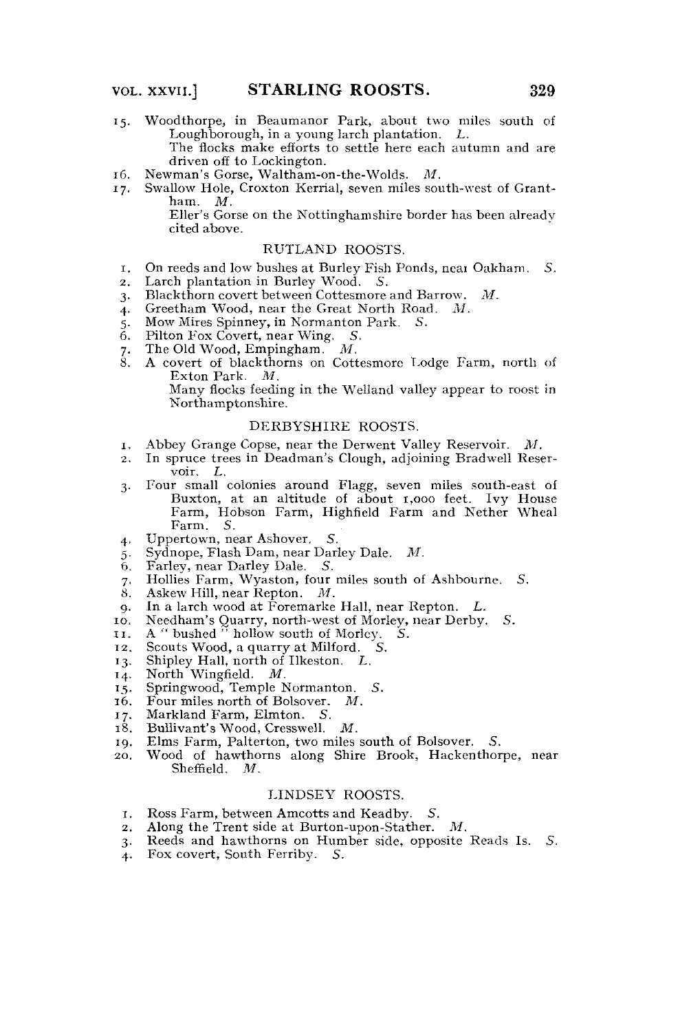15. Woodthorpe, in Beaumanor Park, about two miles south of Loughborough, in a young larch plantation. *L.*
    The flocks make efforts to settle here each autumn and are driven off to Lockington.
16. Newman's Gorse, Waltham-on-the-Wolds. *M.*
17. Swallow Hole, Croxton Kerrial, seven miles south-west of Grantham. *M.*
    Eller's Gorse on the Nottinghamshire border has been already cited above.

### RUTLAND ROOSTS.

1. On reeds and low bushes at Burley Fish Ponds, near Oakham. *S.*
2. Larch plantation in Burley Wood. *S.*
3. Blackthorn covert between Cottesmore and Barrow. *M.*
4. Greetham Wood, near the Great North Road. *M.*
5. Mow Mires Spinney, in Normanton Park. *S.*
6. Pilton Fox Covert, near Wing. *S.*
7. The Old Wood, Empingham. *M.*
8. A covert of blackthorns on Cottesmore Lodge Farm, north of Exton Park. *M.*
   Many flocks feeding in the Welland valley appear to roost in Northamptonshire.

### DERBYSHIRE ROOSTS.

1. Abbey Grange Copse, near the Derwent Valley Reservoir. *M.*
2. In spruce trees in Deadman's Clough, adjoining Bradwell Reservoir. *L.*
3. Four small colonies around Flagg, seven miles south-east of Buxton, at an altitude of about 1,000 feet. Ivy House Farm, Hobson Farm, Highfield Farm and Nether Wheal Farm. *S.*
4. Uppertown, near Ashover. *S.*
5. Sydnope, Flash Dam, near Darley Dale. *M.*
6. Farley, near Darley Dale. *S.*
7. Hollies Farm, Wyaston, four miles south of Ashbourne. *S.*
8. Askew Hill, near Repton. *M.*
9. In a larch wood at Foremarke Hall, near Repton. *L.*
10. Needham's Quarry, north-west of Morley, near Derby. *S.*
11. A "bushed" hollow south of Morley. *S.*
12. Scouts Wood, a quarry at Milford. *S.*
13. Shipley Hall, north of Ilkeston. *L.*
14. North Wingfield. *M.*
15. Springwood, Temple Normanton. *S.*
16. Four miles north of Bolsover. *M.*
17. Markland Farm, Elmton. *S.*
18. Bullivant's Wood, Cresswell. *M.*
19. Elms Farm, Palterton, two miles south of Bolsover. *S.*
20. Wood of hawthorns along Shire Brook, Hackenthorpe, near Sheffield. *M.*

### LINDSEY ROOSTS.

1. Ross Farm, between Amcotts and Keadby. *S.*
2. Along the Trent side at Burton-upon-Stather. *M.*
3. Reeds and hawthorns on Humber side, opposite Reads Is. *S.*
4. Fox covert, South Ferriby. *S.*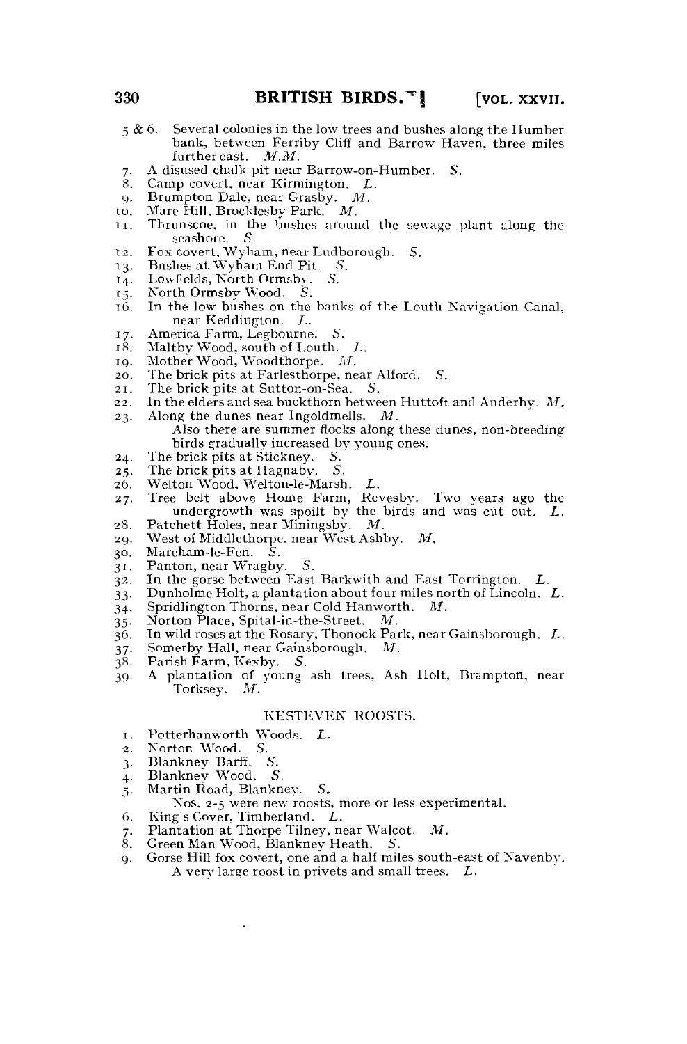5 & 6. Several colonies in the low trees and bushes along the Humber bank, between Ferriby Cliff and Barrow Haven, three miles further east. *M.M.*

7. A disused chalk pit near Barrow-on-Humber. *S.*
8. Camp covert, near Kirmington. *L.*
9. Brumpton Dale, near Grasby. *M.*
10. Mare Hill, Brocklesby Park. *M.*
11. Thrunscoe, in the bushes around the sewage plant along the seashore. *S.*
12. Fox covert, Wyham, near Ludborough. *S.*
13. Bushes at Wyham End Pit. *S.*
14. Lowfields, North Ormsby. *S.*
15. North Ormsby Wood. *S.*
16. In the low bushes on the banks of the Louth Navigation Canal, near Keddington. *L.*
17. America Farm, Legbourne. *S.*
18. Maltby Wood, south of Louth. *L.*
19. Mother Wood, Woodthorpe. *M.*
20. The brick pits at Farlesthorpe, near Alford. *S.*
21. The brick pits at Sutton-on-Sea. *S.*
22. In the elders and sea buckthorn between Huttoft and Anderby. *M.*
23. Along the dunes near Ingoldmells. *M.*
    Also there are summer flocks along these dunes, non-breeding birds gradually increased by young ones.
24. The brick pits at Stickney. *S.*
25. The brick pits at Hagnaby. *S.*
26. Welton Wood, Welton-le-Marsh. *L.*
27. Tree belt above Home Farm, Revesby. Two years ago the undergrowth was spoilt by the birds and was cut out. *L.*
28. Patchett Holes, near Miningsby. *M.*
29. West of Middlethorpe, near West Ashby. *M.*
30. Mareham-le-Fen. *S.*
31. Panton, near Wragby. *S.*
32. In the gorse between East Barkwith and East Torrington. *L.*
33. Dunholme Holt, a plantation about four miles north of Lincoln. *L.*
34. Spridlington Thorns, near Cold Hanworth. *M.*
35. Norton Place, Spital-in-the-Street. *M.*
36. In wild roses at the Rosary, Thonock Park, near Gainsborough. *L.*
37. Somerby Hall, near Gainsborough. *M.*
38. Parish Farm, Kexby. *S.*
39. A plantation of young ash trees, Ash Holt, Brampton, near Torksey. *M.*

## KESTEVEN ROOSTS.

1. Potterhanworth Woods. *L.*
2. Norton Wood. *S.*
3. Blankney Barff. *S.*
4. Blankney Wood. *S.*
5. Martin Road, Blankney. *S.*
    Nos. 2-5 were new roosts, more or less experimental.
6. King's Cover, Timberland. *L.*
7. Plantation at Thorpe Tilney, near Walcot. *M.*
8. Green Man Wood, Blankney Heath. *S.*
9. Gorse Hill fox covert, one and a half miles south-east of Navenby. A very large roost in privets and small trees. *L.*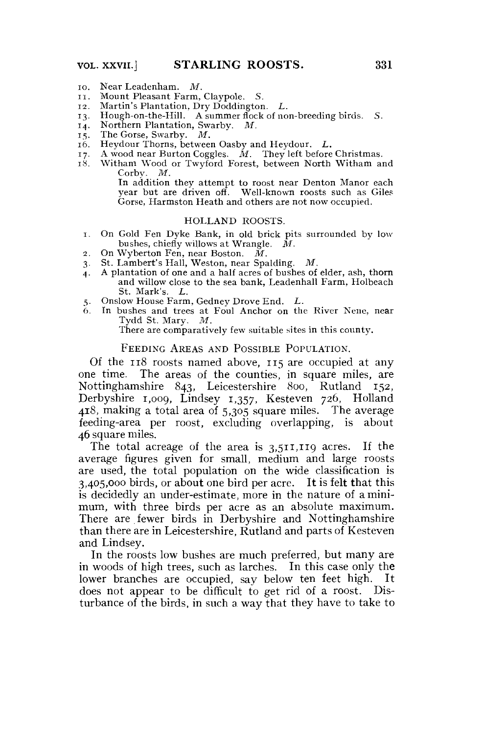10. Near Leadenham. *M.*
11. Mount Pleasant Farm, Claypole. *S.*
12. Martin's Plantation, Dry Doddington. *L.*
13. Hough-on-the-Hill. A summer flock of non-breeding birds. *S.*
14. Northern Plantation, Swarby. *M.*
15. The Gorse, Swarby. *M.*
16. Heydour Thorns, between Oasby and Heydour. *L.*
17. A wood near Burton Coggles. *M.* They left before Christmas.
18. Witham Wood or Twyford Forest, between North Witham and Corby. *M.*

    In addition they attempt to roost near Denton Manor each year but are driven off. Well-known roosts such as Giles Gorse, Harmston Heath and others are not now occupied.

### HOLLAND ROOSTS.

1. On Gold Fen Dyke Bank, in old brick pits surrounded by low bushes, chiefly willows at Wrangle. *M.*
2. On Wyberton Fen, near Boston. *M.*
3. St. Lambert's Hall, Weston, near Spalding. *M.*
4. A plantation of one and a half acres of bushes of elder, ash, thorn and willow close to the sea bank, Leadenhall Farm, Holbeach St. Mark's. *L.*
5. Onslow House Farm, Gedney Drove End. *L.*
6. In bushes and trees at Foul Anchor on the River Nene, near Tydd St. Mary. *M.*

    There are comparatively few suitable sites in this county.

### FEEDING AREAS AND POSSIBLE POPULATION.

Of the 118 roosts named above, 115 are occupied at any one time. The areas of the counties, in square miles, are Nottinghamshire 843, Leicestershire 800, Rutland 152, Derbyshire 1,009, Lindsey 1,357, Kesteven 726, Holland 418, making a total area of 5,305 square miles. The average feeding-area per roost, excluding overlapping, is about 46 square miles.

The total acreage of the area is 3,511,119 acres. If the average figures given for small, medium and large roosts are used, the total population on the wide classification is 3,405,000 birds, or about one bird per acre. It is felt that this is decidedly an under-estimate, more in the nature of a minimum, with three birds per acre as an absolute maximum. There are fewer birds in Derbyshire and Nottinghamshire than there are in Leicestershire, Rutland and parts of Kesteven and Lindsey.

In the roosts low bushes are much preferred, but many are in woods of high trees, such as larches. In this case only the lower branches are occupied, say below ten feet high. It does not appear to be difficult to get rid of a roost. Disturbance of the birds, in such a way that they have to take to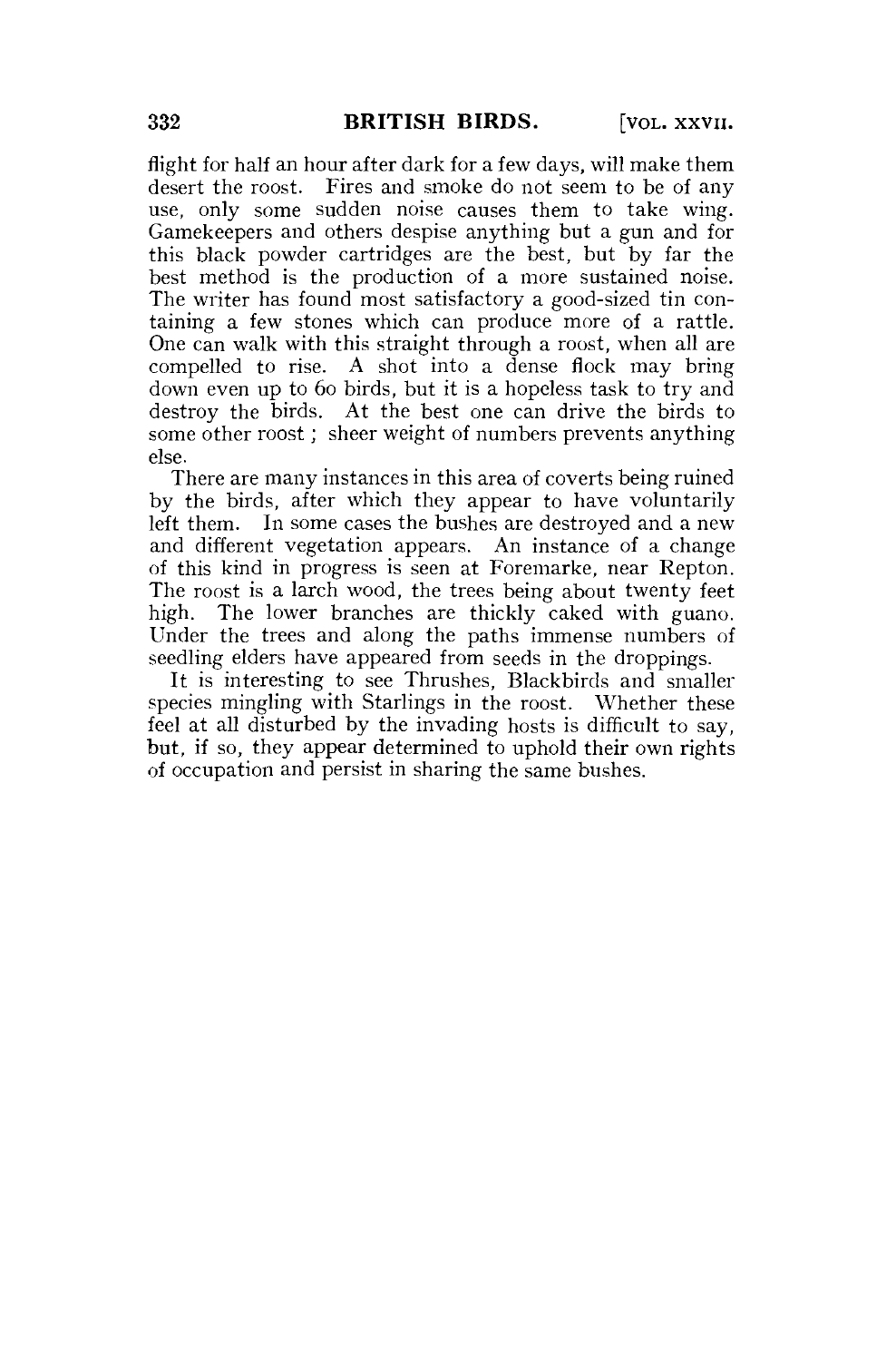flight for half an hour after dark for a few days, will make them desert the roost. Fires and smoke do not seem to be of any use, only some sudden noise causes them to take wing. Gamekeepers and others despise anything but a gun and for this black powder cartridges are the best, but by far the best method is the production of a more sustained noise. The writer has found most satisfactory a good-sized tin containing a few stones which can produce more of a rattle. One can walk with this straight through a roost, when all are compelled to rise. A shot into a dense flock may bring down even up to 60 birds, but it is a hopeless task to try and destroy the birds. At the best one can drive the birds to some other roost; sheer weight of numbers prevents anything else.

There are many instances in this area of coverts being ruined by the birds, after which they appear to have voluntarily left them. In some cases the bushes are destroyed and a new and different vegetation appears. An instance of a change of this kind in progress is seen at Foremarke, near Repton. The roost is a larch wood, the trees being about twenty feet high. The lower branches are thickly caked with guano. Under the trees and along the paths immense numbers of seedling elders have appeared from seeds in the droppings.

It is interesting to see Thrushes, Blackbirds and smaller species mingling with Starlings in the roost. Whether these feel at all disturbed by the invading hosts is difficult to say, but, if so, they appear determined to uphold their own rights of occupation and persist in sharing the same bushes.